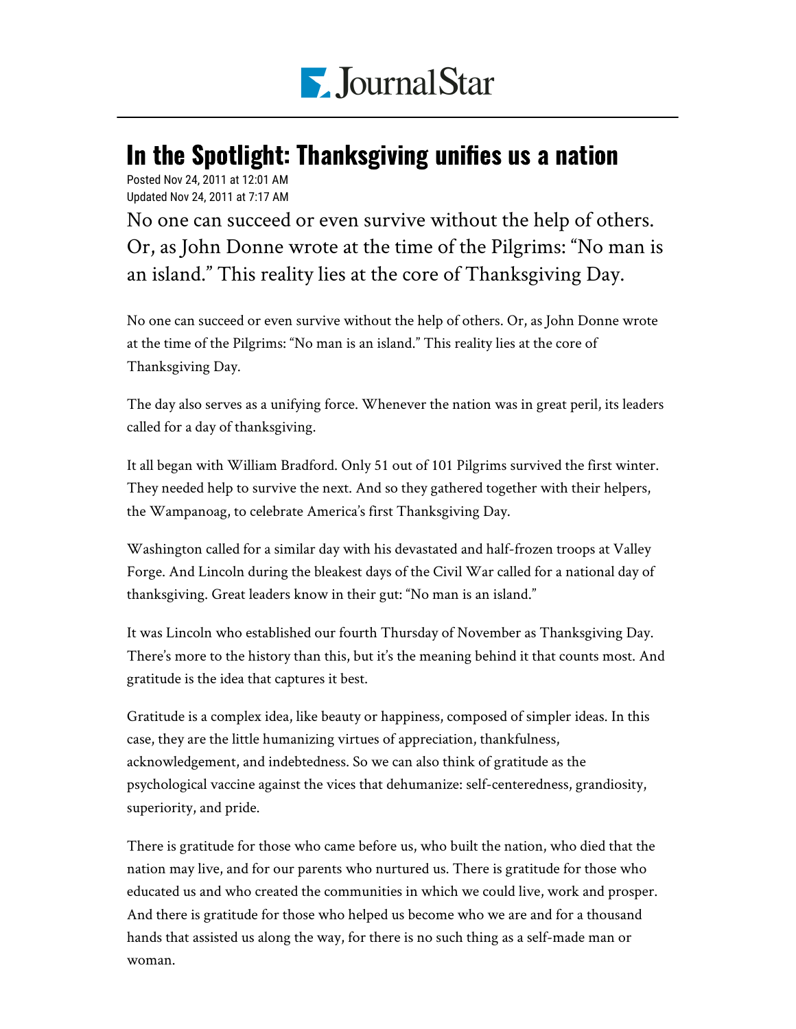# In the Spotlight: Thanksgiving unifies us a nation

Posted Nov 24, 2011 at 12:01 AM
Updated Nov 24, 2011 at 7:17 AM

No one can succeed or even survive without the help of others. Or, as John Donne wrote at the time of the Pilgrims: "No man is an island." This reality lies at the core of Thanksgiving Day.

No one can succeed or even survive without the help of others. Or, as John Donne wrote at the time of the Pilgrims: "No man is an island." This reality lies at the core of Thanksgiving Day.

The day also serves as a unifying force. Whenever the nation was in great peril, its leaders called for a day of thanksgiving.

It all began with William Bradford. Only 51 out of 101 Pilgrims survived the first winter. They needed help to survive the next. And so they gathered together with their helpers, the Wampanoag, to celebrate America's first Thanksgiving Day.

Washington called for a similar day with his devastated and half-frozen troops at Valley Forge. And Lincoln during the bleakest days of the Civil War called for a national day of thanksgiving. Great leaders know in their gut: "No man is an island."

It was Lincoln who established our fourth Thursday of November as Thanksgiving Day. There's more to the history than this, but it's the meaning behind it that counts most. And gratitude is the idea that captures it best.

Gratitude is a complex idea, like beauty or happiness, composed of simpler ideas. In this case, they are the little humanizing virtues of appreciation, thankfulness, acknowledgement, and indebtedness. So we can also think of gratitude as the psychological vaccine against the vices that dehumanize: self-centeredness, grandiosity, superiority, and pride.

There is gratitude for those who came before us, who built the nation, who died that the nation may live, and for our parents who nurtured us. There is gratitude for those who educated us and who created the communities in which we could live, work and prosper. And there is gratitude for those who helped us become who we are and for a thousand hands that assisted us along the way, for there is no such thing as a self-made man or woman.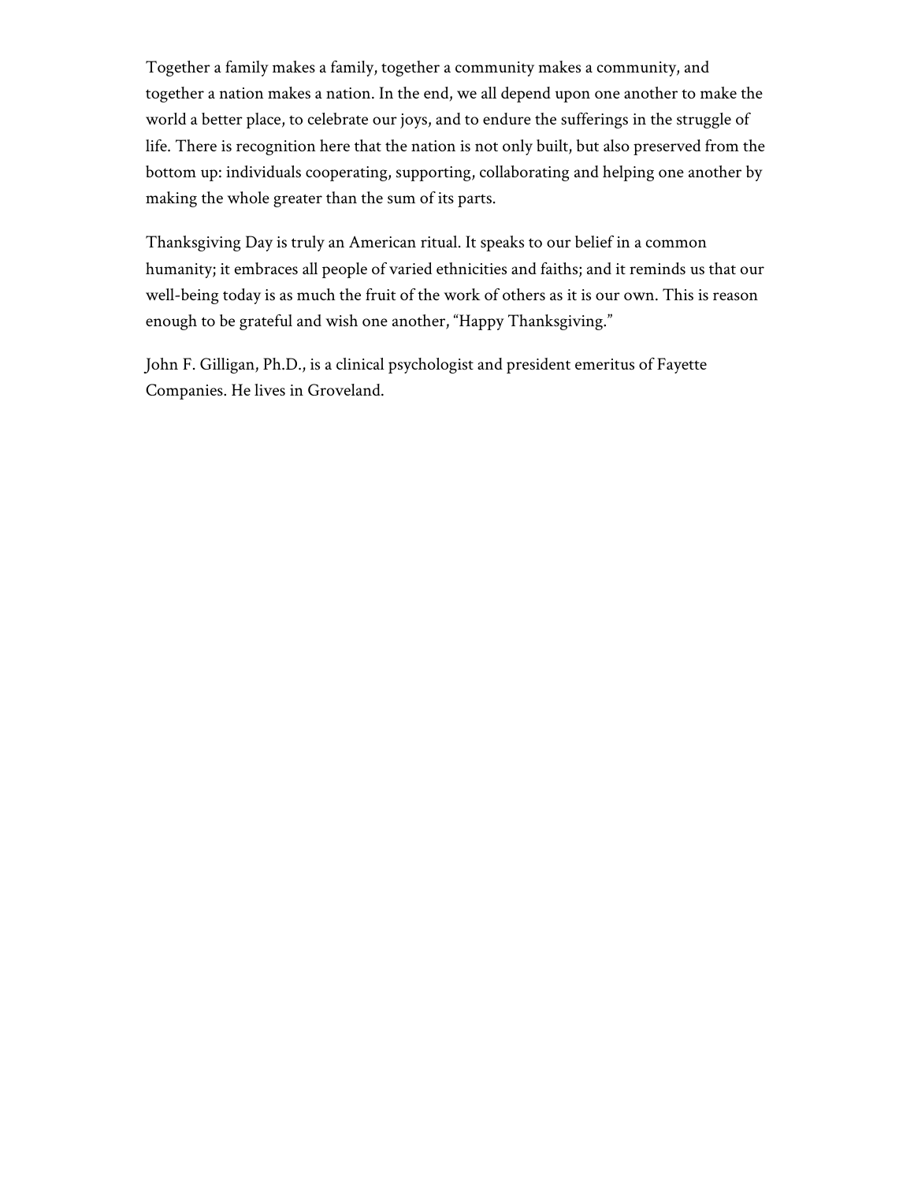Together a family makes a family, together a community makes a community, and together a nation makes a nation. In the end, we all depend upon one another to make the world a better place, to celebrate our joys, and to endure the sufferings in the struggle of life. There is recognition here that the nation is not only built, but also preserved from the bottom up: individuals cooperating, supporting, collaborating and helping one another by making the whole greater than the sum of its parts.

Thanksgiving Day is truly an American ritual. It speaks to our belief in a common humanity; it embraces all people of varied ethnicities and faiths; and it reminds us that our well-being today is as much the fruit of the work of others as it is our own. This is reason enough to be grateful and wish one another, "Happy Thanksgiving."

John F. Gilligan, Ph.D., is a clinical psychologist and president emeritus of Fayette Companies. He lives in Groveland.